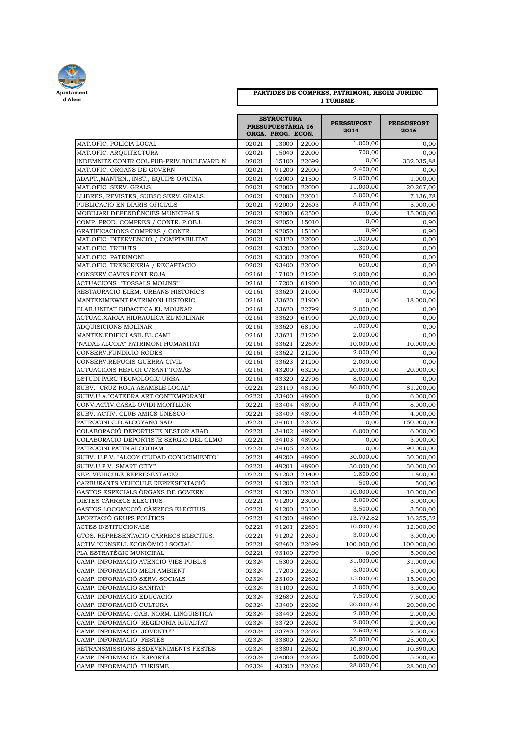Ajuntament d'Alcoi

**PARTIDES DE COMPRES, PATRIMONI, RÈGIM JURÍDIC I TURISME**

| | ESTRUCTURA PRESUPUESTÀRIA 16 | | | PRESSUPOST 2014 | PRESUSPOST 2016 |
|---|---|---|---|---|---|
| | ORGA. | PROG. | ECON. | | |
| MAT.OFIC. POLICIA LOCAL | 02021 | 13000 | 22000 | 1.000,00 | 0,00 |
| MAT.OFIC. ARQUITECTURA | 02021 | 15040 | 22000 | 700,00 | 0,00 |
| INDEMNITZ.CONTR.COL.PUB-PRIV.BOULEVARD N. | 02021 | 15100 | 22699 | 0,00 | 332.035,88 |
| MAT.OFIC. ÒRGANS DE GOVERN | 02021 | 91200 | 22000 | 2.400,00 | 0,00 |
| ADAPT.,MANTEN., INST., EQUIPS OFICINA | 02021 | 92000 | 21500 | 2.000,00 | 1.000,00 |
| MAT.OFIC. SERV. GRALS. | 02021 | 92000 | 22000 | 11.000,00 | 20.267,00 |
| LLIBRES, REVISTES, SUBSC.SERV. GRALS. | 02021 | 92000 | 22001 | 5.000,00 | 7.136,78 |
| PUBLICACIÓ EN DIARIS OFICIALS | 02021 | 92000 | 22603 | 8.000,00 | 5.000,00 |
| MOBILIARI DEPENDÈNCIES MUNICIPALS | 02021 | 92000 | 62500 | 0,00 | 15.000,00 |
| COMP. PROD. COMPRES / CONTR. P.OBJ. | 02021 | 92050 | 15010 | 0,00 | 0,90 |
| GRATIFICACIONS COMPRES / CONTR. | 02021 | 92050 | 15100 | 0,90 | 0,90 |
| MAT.OFIC. INTERVENCIÓ / COMPTABILITAT | 02021 | 93120 | 22000 | 1.000,00 | 0,00 |
| MAT.OFIC. TRIBUTS | 02021 | 93200 | 22000 | 1.300,00 | 0,00 |
| MAT.OFIC. PATRIMONI | 02021 | 93300 | 22000 | 800,00 | 0,00 |
| MAT.OFIC. TRESORERIA / RECAPTACIÓ | 02021 | 93400 | 22000 | 600,00 | 0,00 |
| CONSERV.CAVES FONT ROJA | 02161 | 17100 | 21200 | 2.000,00 | 0,00 |
| ACTUACIONS ""TOSSALS MOLINS"" | 02161 | 17200 | 61900 | 10.000,00 | 0,00 |
| RESTAURACIÓ ELEM. URBANS HISTÒRICS | 02161 | 33620 | 21000 | 4.000,00 | 0,00 |
| MANTENIMEWNT PATRIMONI HISTÒRIC | 02161 | 33620 | 21900 | 0,00 | 18.000,00 |
| ELAB.UNITAT DIDACTICA EL MOLINAR | 02161 | 33620 | 22799 | 2.000,00 | 0,00 |
| ACTUAC.XARXA HIDRÀULICA EL MOLINAR | 02161 | 33620 | 61900 | 20.000,00 | 0,00 |
| ADQUISICIONS MOLINAR | 02161 | 33620 | 68100 | 1.000,00 | 0,00 |
| MANTEN.EDIFICI ASIL EL CAMI | 02161 | 33621 | 21200 | 2.000,00 | 0,00 |
| "NADAL ALCOIA" PATRIMONI HUMANITAT | 02161 | 33621 | 22699 | 10.000,00 | 10.000,00 |
| CONSERV.FUNDICIÓ RODES | 02161 | 33622 | 21200 | 2.000,00 | 0,00 |
| CONSERV.REFUGIS GUERRA CIVIL | 02161 | 33623 | 21200 | 2.000,00 | 0,00 |
| ACTUACIONS REFUGI C/SANT TOMÀS | 02161 | 43200 | 63200 | 20.000,00 | 20.000,00 |
| ESTUDI PARC TECNOLÒGIC URBA | 02161 | 43320 | 22706 | 8.000,00 | 0,00 |
| SUBV. "CRUZ ROJA ASAMBLE LOCAL" | 02221 | 23119 | 48100 | 80.000,00 | 81.200,00 |
| SUBV.U.A."CATEDRA ART CONTEMPORANI" | 02221 | 33400 | 48900 | 0,00 | 6.000,00 |
| CONV.ACTIV.CASAL OVIDI MONTLLOR | 02221 | 33404 | 48900 | 8.000,00 | 8.000,00 |
| SUBV. ACTIV. CLUB AMICS UNESCO | 02221 | 33409 | 48900 | 4.000,00 | 4.000,00 |
| PATROCINI C.D.ALCOYANO SAD | 02221 | 34101 | 22602 | 0,00 | 150.000,00 |
| COLABORACIÓ DEPORTISTE NESTOR ABAD | 02221 | 34102 | 48900 | 6.000,00 | 6.000,00 |
| COLABORACIÓ DEPORTISTE SERGIO DEL OLMO | 02221 | 34103 | 48900 | 0,00 | 3.000,00 |
| PATROCINI PATIN ALCODIAM | 02221 | 34105 | 22602 | 0,00 | 90.000,00 |
| SUBV. U.P.V. "ALCOY CIUDAD CONOCIMIENTO" | 02221 | 49200 | 48900 | 30.000,00 | 30.000,00 |
| SUBV.U.P.V."SMART CITY"" | 02221 | 49201 | 48900 | 30.000,00 | 30.000,00 |
| REP. VEHICULE REPRESENTACIÓ. | 02221 | 91200 | 21400 | 1.800,00 | 1.800,00 |
| CARBURANTS VEHICULE REPRESENTACIÓ | 02221 | 91200 | 22103 | 500,00 | 500,00 |
| GASTOS ESPECIALS ÒRGANS DE GOVERN | 02221 | 91200 | 22601 | 10.000,00 | 10.000,00 |
| DIETES CÀRRECS ELECTIUS | 02221 | 91200 | 23000 | 3.000,00 | 3.000,00 |
| GASTOS LOCOMOCIÓ CÀRRECS ELECTIUS | 02221 | 91200 | 23100 | 3.500,00 | 3.500,00 |
| APORTACIÓ GRUPS POLÍTICS | 02221 | 91200 | 48900 | 13.792,82 | 16.255,32 |
| ACTES INSTITUCIONALS | 02221 | 91201 | 22601 | 10.000,00 | 12.000,00 |
| GTOS. REPRESENTACIÓ CÀRRECS ELECTIUS. | 02221 | 91202 | 22601 | 3.000,00 | 3.000,00 |
| ACTIV."CONSELL ECONÒMIC I SOCIAL" | 02221 | 92460 | 22699 | 100.000,00 | 100.000,00 |
| PLA ESTRATÈGIC MUNICIPAL | 02221 | 93100 | 22799 | 0,00 | 5.000,00 |
| CAMP. INFORMACIÓ ATENCIÓ VIES PUBL.S | 02324 | 15300 | 22602 | 31.000,00 | 31.000,00 |
| CAMP. INFORMACIÓ MEDI AMBIENT | 02324 | 17200 | 22602 | 5.000,00 | 5.000,00 |
| CAMP. INFORMACIÓ SERV. SOCIALS | 02324 | 23100 | 22602 | 15.000,00 | 15.000,00 |
| CAMP. INFORMACIÓ SANITAT | 02324 | 31100 | 22602 | 3.000,00 | 3.000,00 |
| CAMP. INFORMACIÓ EDUCACIÓ | 02324 | 32680 | 22602 | 7.500,00 | 7.500,00 |
| CAMP. INFORMACIÓ CULTURA | 02324 | 33400 | 22602 | 20.000,00 | 20.000,00 |
| CAMP. INFORMAC. GAB. NORM. LINGUISTICA | 02324 | 33440 | 22602 | 2.000,00 | 2.000,00 |
| CAMP. INFORMACIÓ REGIDORIA IGUALTAT | 02324 | 33720 | 22602 | 2.000,00 | 2.000,00 |
| CAMP. INFORMACIÓ JOVENTUT | 02324 | 33740 | 22602 | 2.500,00 | 2.500,00 |
| CAMP. INFORMACIÓ FESTES | 02324 | 33800 | 22602 | 25.000,00 | 25.000,00 |
| RETRANSMISSIONS ESDEVENIMENTS FESTES | 02324 | 33801 | 22602 | 10.890,00 | 10.890,00 |
| CAMP. INFORMACIÓ ESPORTS | 02324 | 34000 | 22602 | 5.000,00 | 5.000,00 |
| CAMP. INFORMACIÓ TURISME | 02324 | 43200 | 22602 | 28.000,00 | 28.000,00 |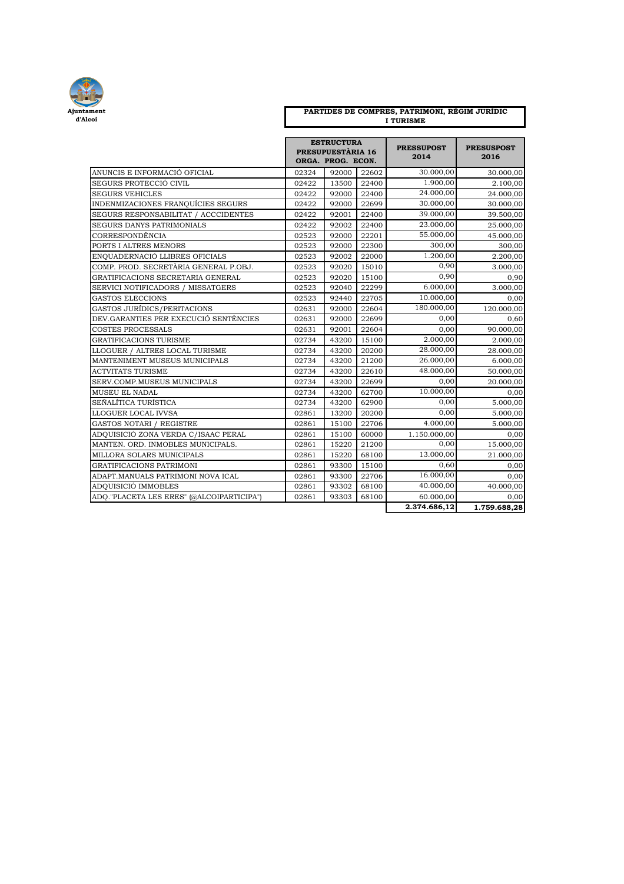**Ajuntament d'Alcoi**

## PARTIDES DE COMPRES, PATRIMONI, RÈGIM JURÍDIC I TURISME

| | ESTRUCTURA PRESSUPUESTÀRIA 16 ORGA. | PROG. | ECON. | PRESSUPOST 2014 | PRESUSPOST 2016 |
|---|---|---|---|---|---|
| ANUNCIS E INFORMACIÓ OFICIAL | 02324 | 92000 | 22602 | 30.000,00 | 30.000,00 |
| SEGURS PROTECCIÓ CIVIL | 02422 | 13500 | 22400 | 1.900,00 | 2.100,00 |
| SEGURS VEHICLES | 02422 | 92000 | 22400 | 24.000,00 | 24.000,00 |
| INDENMIZACIONES FRANQUÍCIES SEGURS | 02422 | 92000 | 22699 | 30.000,00 | 30.000,00 |
| SEGURS RESPONSABILITAT / ACCCIDENTES | 02422 | 92001 | 22400 | 39.000,00 | 39.500,00 |
| SEGURS DANYS PATRIMONIALS | 02422 | 92002 | 22400 | 23.000,00 | 25.000,00 |
| CORRESPONDÈNCIA | 02523 | 92000 | 22201 | 55.000,00 | 45.000,00 |
| PORTS I ALTRES MENORS | 02523 | 92000 | 22300 | 300,00 | 300,00 |
| ENQUADERNACIÓ LLIBRES OFICIALS | 02523 | 92002 | 22000 | 1.200,00 | 2.200,00 |
| COMP. PROD. SECRETÀRIA GENERAL P.OBJ. | 02523 | 92020 | 15010 | 0,90 | 3.000,00 |
| GRATIFICACIONS SECRETARIA GENERAL | 02523 | 92020 | 15100 | 0,90 | 0,90 |
| SERVICI NOTIFICADORS / MISSATGERS | 02523 | 92040 | 22299 | 6.000,00 | 3.000,00 |
| GASTOS ELECCIONS | 02523 | 92440 | 22705 | 10.000,00 | 0,00 |
| GASTOS JURÍDICS/PERITACIONS | 02631 | 92000 | 22604 | 180.000,00 | 120.000,00 |
| DEV.GARANTIES PER EXECUCIÓ SENTÈNCIES | 02631 | 92000 | 22699 | 0,00 | 0,60 |
| COSTES PROCESSALS | 02631 | 92001 | 22604 | 0,00 | 90.000,00 |
| GRATIFICACIONS TURISME | 02734 | 43200 | 15100 | 2.000,00 | 2.000,00 |
| LLOGUER / ALTRES LOCAL TURISME | 02734 | 43200 | 20200 | 28.000,00 | 28.000,00 |
| MANTENIMENT MUSEUS MUNICIPALS | 02734 | 43200 | 21200 | 26.000,00 | 6.000,00 |
| ACTVITATS TURISME | 02734 | 43200 | 22610 | 48.000,00 | 50.000,00 |
| SERV.COMP.MUSEUS MUNICIPALS | 02734 | 43200 | 22699 | 0,00 | 20.000,00 |
| MUSEU EL NADAL | 02734 | 43200 | 62700 | 10.000,00 | 0,00 |
| SEÑALÍTICA TURÍSTICA | 02734 | 43200 | 62900 | 0,00 | 5.000,00 |
| LLOGUER LOCAL IVVSA | 02861 | 13200 | 20200 | 0,00 | 5.000,00 |
| GASTOS NOTARI / REGISTRE | 02861 | 15100 | 22706 | 4.000,00 | 5.000,00 |
| ADQUISICIÓ ZONA VERDA C/ISAAC PERAL | 02861 | 15100 | 60000 | 1.150.000,00 | 0,00 |
| MANTEN. ORD. INMOBLES MUNICIPALS. | 02861 | 15220 | 21200 | 0,00 | 15.000,00 |
| MILLORA SOLARS MUNICIPALS | 02861 | 15220 | 68100 | 13.000,00 | 21.000,00 |
| GRATIFICACIONS PATRIMONI | 02861 | 93300 | 15100 | 0,60 | 0,00 |
| ADAPT.MANUALS PATRIMONI NOVA ICAL | 02861 | 93300 | 22706 | 16.000,00 | 0,00 |
| ADQUISICIÓ IMMOBLES | 02861 | 93302 | 68100 | 40.000,00 | 40.000,00 |
| ADQ."PLACETA LES ERES" (@ALCOIPARTICIPA") | 02861 | 93303 | 68100 | 60.000,00 | 0,00 |
| | | | | **2.374.686,12** | **1.759.688,28** |